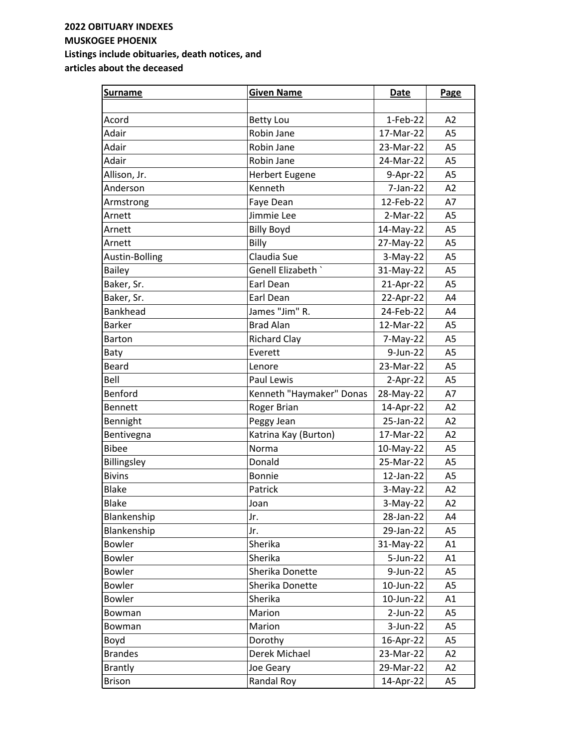**2022 OBITUARY INDEXES**
**MUSKOGEE PHOENIX**
**Listings include obituaries, death notices, and articles about the deceased**

| Surname | Given Name | Date | Page |
|---|---|---|---|
| | | | |
| Acord | Betty Lou | 1-Feb-22 | A2 |
| Adair | Robin Jane | 17-Mar-22 | A5 |
| Adair | Robin Jane | 23-Mar-22 | A5 |
| Adair | Robin Jane | 24-Mar-22 | A5 |
| Allison, Jr. | Herbert Eugene | 9-Apr-22 | A5 |
| Anderson | Kenneth | 7-Jan-22 | A2 |
| Armstrong | Faye Dean | 12-Feb-22 | A7 |
| Arnett | Jimmie Lee | 2-Mar-22 | A5 |
| Arnett | Billy Boyd | 14-May-22 | A5 |
| Arnett | Billy | 27-May-22 | A5 |
| Austin-Bolling | Claudia Sue | 3-May-22 | A5 |
| Bailey | Genell Elizabeth ` | 31-May-22 | A5 |
| Baker, Sr. | Earl Dean | 21-Apr-22 | A5 |
| Baker, Sr. | Earl Dean | 22-Apr-22 | A4 |
| Bankhead | James "Jim" R. | 24-Feb-22 | A4 |
| Barker | Brad Alan | 12-Mar-22 | A5 |
| Barton | Richard Clay | 7-May-22 | A5 |
| Baty | Everett | 9-Jun-22 | A5 |
| Beard | Lenore | 23-Mar-22 | A5 |
| Bell | Paul Lewis | 2-Apr-22 | A5 |
| Benford | Kenneth "Haymaker" Donas | 28-May-22 | A7 |
| Bennett | Roger Brian | 14-Apr-22 | A2 |
| Bennight | Peggy Jean | 25-Jan-22 | A2 |
| Bentivegna | Katrina Kay (Burton) | 17-Mar-22 | A2 |
| Bibee | Norma | 10-May-22 | A5 |
| Billingsley | Donald | 25-Mar-22 | A5 |
| Bivins | Bonnie | 12-Jan-22 | A5 |
| Blake | Patrick | 3-May-22 | A2 |
| Blake | Joan | 3-May-22 | A2 |
| Blankenship | Jr. | 28-Jan-22 | A4 |
| Blankenship | Jr. | 29-Jan-22 | A5 |
| Bowler | Sherika | 31-May-22 | A1 |
| Bowler | Sherika | 5-Jun-22 | A1 |
| Bowler | Sherika Donette | 9-Jun-22 | A5 |
| Bowler | Sherika Donette | 10-Jun-22 | A5 |
| Bowler | Sherika | 10-Jun-22 | A1 |
| Bowman | Marion | 2-Jun-22 | A5 |
| Bowman | Marion | 3-Jun-22 | A5 |
| Boyd | Dorothy | 16-Apr-22 | A5 |
| Brandes | Derek Michael | 23-Mar-22 | A2 |
| Brantly | Joe Geary | 29-Mar-22 | A2 |
| Brison | Randal Roy | 14-Apr-22 | A5 |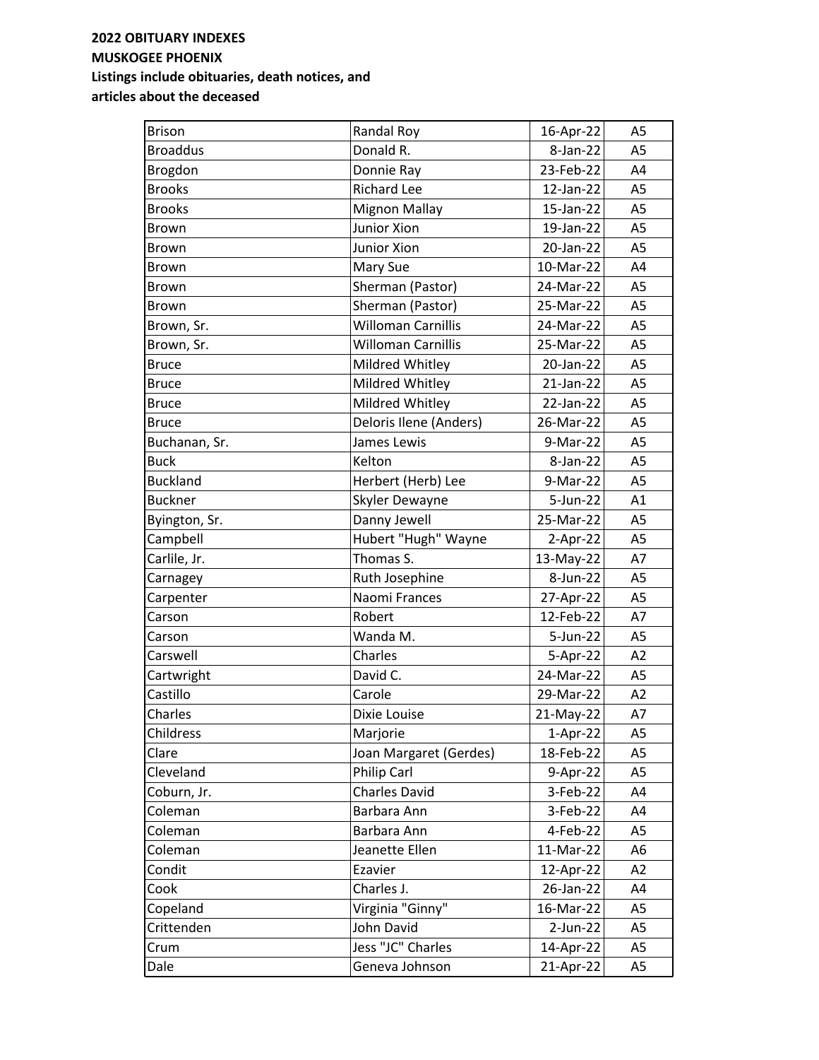**2022 OBITUARY INDEXES**
**MUSKOGEE PHOENIX**
**Listings include obituaries, death notices, and articles about the deceased**

| | | | |
|---|---|---|---|
| Brison | Randal Roy | 16-Apr-22 | A5 |
| Broaddus | Donald R. | 8-Jan-22 | A5 |
| Brogdon | Donnie Ray | 23-Feb-22 | A4 |
| Brooks | Richard Lee | 12-Jan-22 | A5 |
| Brooks | Mignon Mallay | 15-Jan-22 | A5 |
| Brown | Junior Xion | 19-Jan-22 | A5 |
| Brown | Junior Xion | 20-Jan-22 | A5 |
| Brown | Mary Sue | 10-Mar-22 | A4 |
| Brown | Sherman (Pastor) | 24-Mar-22 | A5 |
| Brown | Sherman (Pastor) | 25-Mar-22 | A5 |
| Brown, Sr. | Williman Carnillis | 24-Mar-22 | A5 |
| Brown, Sr. | Williman Carnillis | 25-Mar-22 | A5 |
| Bruce | Mildred Whitley | 20-Jan-22 | A5 |
| Bruce | Mildred Whitley | 21-Jan-22 | A5 |
| Bruce | Mildred Whitley | 22-Jan-22 | A5 |
| Bruce | Deloris Ilene (Anders) | 26-Mar-22 | A5 |
| Buchanan, Sr. | James Lewis | 9-Mar-22 | A5 |
| Buck | Kelton | 8-Jan-22 | A5 |
| Buckland | Herbert (Herb) Lee | 9-Mar-22 | A5 |
| Buckner | Skyler Dewayne | 5-Jun-22 | A1 |
| Byington, Sr. | Danny Jewell | 25-Mar-22 | A5 |
| Campbell | Hubert "Hugh" Wayne | 2-Apr-22 | A5 |
| Carlile, Jr. | Thomas S. | 13-May-22 | A7 |
| Carnagey | Ruth Josephine | 8-Jun-22 | A5 |
| Carpenter | Naomi Frances | 27-Apr-22 | A5 |
| Carson | Robert | 12-Feb-22 | A7 |
| Carson | Wanda M. | 5-Jun-22 | A5 |
| Carswell | Charles | 5-Apr-22 | A2 |
| Cartwright | David C. | 24-Mar-22 | A5 |
| Castillo | Carole | 29-Mar-22 | A2 |
| Charles | Dixie Louise | 21-May-22 | A7 |
| Childress | Marjorie | 1-Apr-22 | A5 |
| Clare | Joan Margaret (Gerdes) | 18-Feb-22 | A5 |
| Cleveland | Philip Carl | 9-Apr-22 | A5 |
| Coburn, Jr. | Charles David | 3-Feb-22 | A4 |
| Coleman | Barbara Ann | 3-Feb-22 | A4 |
| Coleman | Barbara Ann | 4-Feb-22 | A5 |
| Coleman | Jeanette Ellen | 11-Mar-22 | A6 |
| Condit | Ezavier | 12-Apr-22 | A2 |
| Cook | Charles J. | 26-Jan-22 | A4 |
| Copeland | Virginia "Ginny" | 16-Mar-22 | A5 |
| Crittenden | John David | 2-Jun-22 | A5 |
| Crum | Jess "JC" Charles | 14-Apr-22 | A5 |
| Dale | Geneva Johnson | 21-Apr-22 | A5 |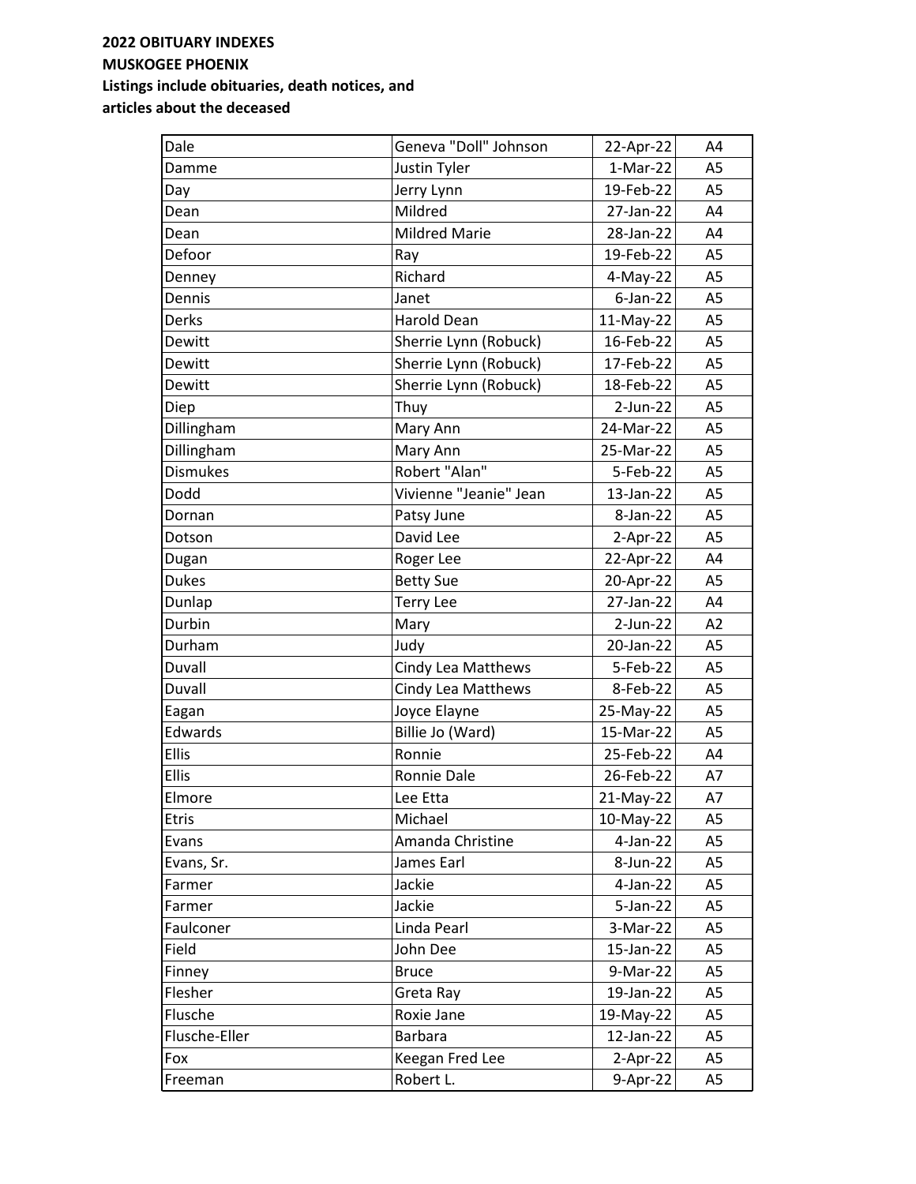**2022 OBITUARY INDEXES**
**MUSKOGEE PHOENIX**
**Listings include obituaries, death notices, and articles about the deceased**

| | | | |
|---|---|---|---|
| Dale | Geneva "Doll" Johnson | 22-Apr-22 | A4 |
| Damme | Justin Tyler | 1-Mar-22 | A5 |
| Day | Jerry Lynn | 19-Feb-22 | A5 |
| Dean | Mildred | 27-Jan-22 | A4 |
| Dean | Mildred Marie | 28-Jan-22 | A4 |
| Defoor | Ray | 19-Feb-22 | A5 |
| Denney | Richard | 4-May-22 | A5 |
| Dennis | Janet | 6-Jan-22 | A5 |
| Derks | Harold Dean | 11-May-22 | A5 |
| Dewitt | Sherrie Lynn (Robuck) | 16-Feb-22 | A5 |
| Dewitt | Sherrie Lynn (Robuck) | 17-Feb-22 | A5 |
| Dewitt | Sherrie Lynn (Robuck) | 18-Feb-22 | A5 |
| Diep | Thuy | 2-Jun-22 | A5 |
| Dillingham | Mary Ann | 24-Mar-22 | A5 |
| Dillingham | Mary Ann | 25-Mar-22 | A5 |
| Dismukes | Robert "Alan" | 5-Feb-22 | A5 |
| Dodd | Vivienne "Jeanie" Jean | 13-Jan-22 | A5 |
| Dornan | Patsy June | 8-Jan-22 | A5 |
| Dotson | David Lee | 2-Apr-22 | A5 |
| Dugan | Roger Lee | 22-Apr-22 | A4 |
| Dukes | Betty Sue | 20-Apr-22 | A5 |
| Dunlap | Terry Lee | 27-Jan-22 | A4 |
| Durbin | Mary | 2-Jun-22 | A2 |
| Durham | Judy | 20-Jan-22 | A5 |
| Duvall | Cindy Lea Matthews | 5-Feb-22 | A5 |
| Duvall | Cindy Lea Matthews | 8-Feb-22 | A5 |
| Eagan | Joyce Elayne | 25-May-22 | A5 |
| Edwards | Billie Jo (Ward) | 15-Mar-22 | A5 |
| Ellis | Ronnie | 25-Feb-22 | A4 |
| Ellis | Ronnie Dale | 26-Feb-22 | A7 |
| Elmore | Lee Etta | 21-May-22 | A7 |
| Etris | Michael | 10-May-22 | A5 |
| Evans | Amanda Christine | 4-Jan-22 | A5 |
| Evans, Sr. | James Earl | 8-Jun-22 | A5 |
| Farmer | Jackie | 4-Jan-22 | A5 |
| Farmer | Jackie | 5-Jan-22 | A5 |
| Faulconer | Linda Pearl | 3-Mar-22 | A5 |
| Field | John Dee | 15-Jan-22 | A5 |
| Finney | Bruce | 9-Mar-22 | A5 |
| Flesher | Greta Ray | 19-Jan-22 | A5 |
| Flusche | Roxie Jane | 19-May-22 | A5 |
| Flusche-Eller | Barbara | 12-Jan-22 | A5 |
| Fox | Keegan Fred Lee | 2-Apr-22 | A5 |
| Freeman | Robert L. | 9-Apr-22 | A5 |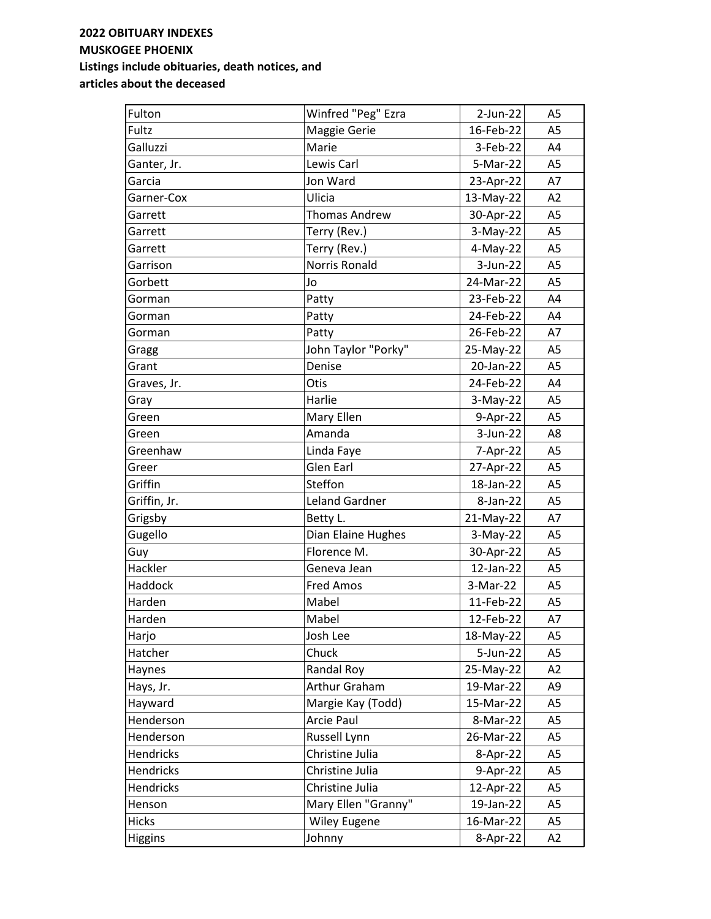**2022 OBITUARY INDEXES**
**MUSKOGEE PHOENIX**
**Listings include obituaries, death notices, and articles about the deceased**

| Fulton | Winfred "Peg" Ezra | 2-Jun-22 | A5 |
|---|---|---|---|
| Fultz | Maggie Gerie | 16-Feb-22 | A5 |
| Galluzzi | Marie | 3-Feb-22 | A4 |
| Ganter, Jr. | Lewis Carl | 5-Mar-22 | A5 |
| Garcia | Jon Ward | 23-Apr-22 | A7 |
| Garner-Cox | Ulicia | 13-May-22 | A2 |
| Garrett | Thomas Andrew | 30-Apr-22 | A5 |
| Garrett | Terry (Rev.) | 3-May-22 | A5 |
| Garrett | Terry (Rev.) | 4-May-22 | A5 |
| Garrison | Norris Ronald | 3-Jun-22 | A5 |
| Gorbett | Jo | 24-Mar-22 | A5 |
| Gorman | Patty | 23-Feb-22 | A4 |
| Gorman | Patty | 24-Feb-22 | A4 |
| Gorman | Patty | 26-Feb-22 | A7 |
| Gragg | John Taylor "Porky" | 25-May-22 | A5 |
| Grant | Denise | 20-Jan-22 | A5 |
| Graves, Jr. | Otis | 24-Feb-22 | A4 |
| Gray | Harlie | 3-May-22 | A5 |
| Green | Mary Ellen | 9-Apr-22 | A5 |
| Green | Amanda | 3-Jun-22 | A8 |
| Greenhaw | Linda Faye | 7-Apr-22 | A5 |
| Greer | Glen Earl | 27-Apr-22 | A5 |
| Griffin | Steffon | 18-Jan-22 | A5 |
| Griffin, Jr. | Leland Gardner | 8-Jan-22 | A5 |
| Grigsby | Betty L. | 21-May-22 | A7 |
| Gugello | Dian Elaine Hughes | 3-May-22 | A5 |
| Guy | Florence M. | 30-Apr-22 | A5 |
| Hackler | Geneva Jean | 12-Jan-22 | A5 |
| Haddock | Fred Amos | 3-Mar-22 | A5 |
| Harden | Mabel | 11-Feb-22 | A5 |
| Harden | Mabel | 12-Feb-22 | A7 |
| Harjo | Josh Lee | 18-May-22 | A5 |
| Hatcher | Chuck | 5-Jun-22 | A5 |
| Haynes | Randal Roy | 25-May-22 | A2 |
| Hays, Jr. | Arthur Graham | 19-Mar-22 | A9 |
| Hayward | Margie Kay (Todd) | 15-Mar-22 | A5 |
| Henderson | Arcie Paul | 8-Mar-22 | A5 |
| Henderson | Russell Lynn | 26-Mar-22 | A5 |
| Hendricks | Christine Julia | 8-Apr-22 | A5 |
| Hendricks | Christine Julia | 9-Apr-22 | A5 |
| Hendricks | Christine Julia | 12-Apr-22 | A5 |
| Henson | Mary Ellen "Granny" | 19-Jan-22 | A5 |
| Hicks | Wiley Eugene | 16-Mar-22 | A5 |
| Higgins | Johnny | 8-Apr-22 | A2 |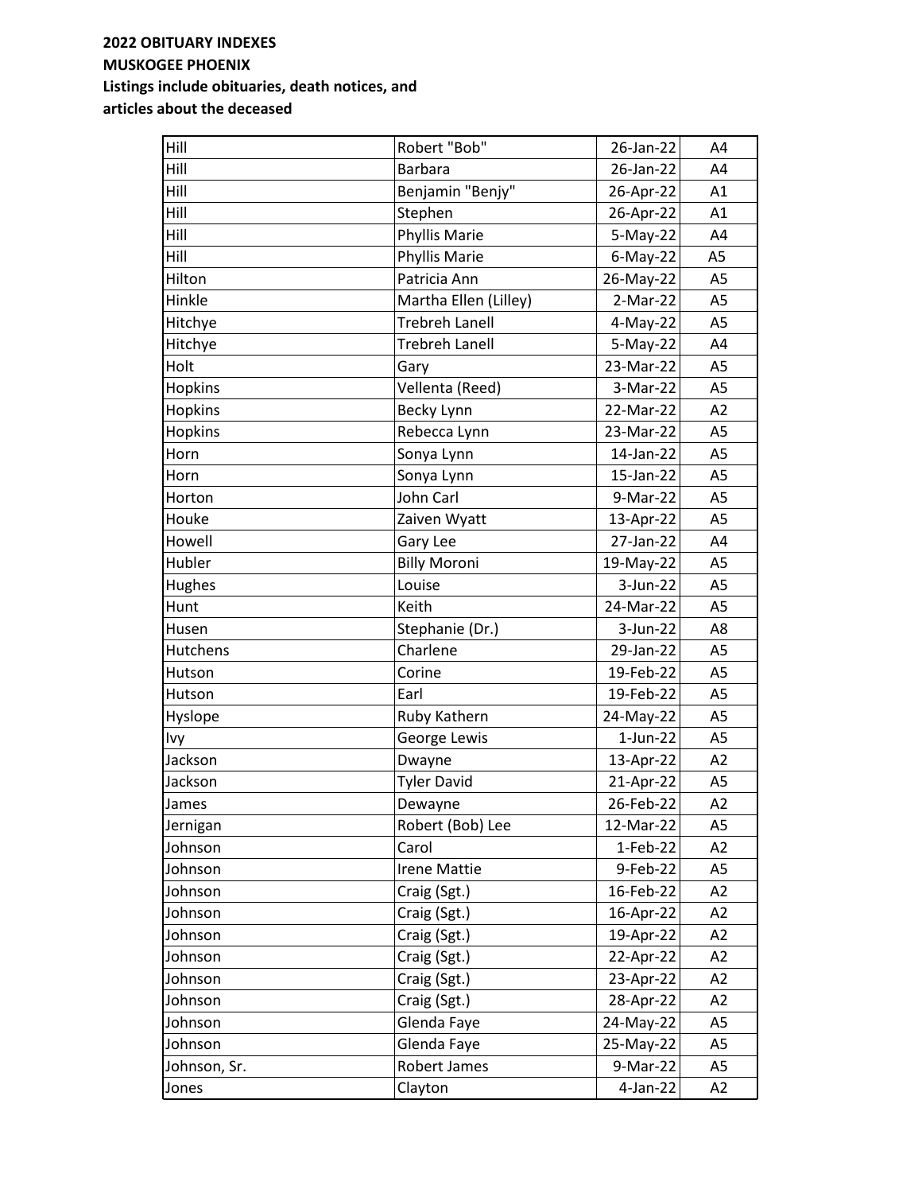**2022 OBITUARY INDEXES**
**MUSKOGEE PHOENIX**
**Listings include obituaries, death notices, and articles about the deceased**

| | | | |
|---|---|---|---|
| Hill | Robert "Bob" | 26-Jan-22 | A4 |
| Hill | Barbara | 26-Jan-22 | A4 |
| Hill | Benjamin "Benjy" | 26-Apr-22 | A1 |
| Hill | Stephen | 26-Apr-22 | A1 |
| Hill | Phyllis Marie | 5-May-22 | A4 |
| Hill | Phyllis Marie | 6-May-22 | A5 |
| Hilton | Patricia Ann | 26-May-22 | A5 |
| Hinkle | Martha Ellen (Lilley) | 2-Mar-22 | A5 |
| Hitchye | Trebreh Lanell | 4-May-22 | A5 |
| Hitchye | Trebreh Lanell | 5-May-22 | A4 |
| Holt | Gary | 23-Mar-22 | A5 |
| Hopkins | Vellenta (Reed) | 3-Mar-22 | A5 |
| Hopkins | Becky Lynn | 22-Mar-22 | A2 |
| Hopkins | Rebecca Lynn | 23-Mar-22 | A5 |
| Horn | Sonya Lynn | 14-Jan-22 | A5 |
| Horn | Sonya Lynn | 15-Jan-22 | A5 |
| Horton | John Carl | 9-Mar-22 | A5 |
| Houke | Zaiven Wyatt | 13-Apr-22 | A5 |
| Howell | Gary Lee | 27-Jan-22 | A4 |
| Hubler | Billy Moroni | 19-May-22 | A5 |
| Hughes | Louise | 3-Jun-22 | A5 |
| Hunt | Keith | 24-Mar-22 | A5 |
| Husen | Stephanie (Dr.) | 3-Jun-22 | A8 |
| Hutchens | Charlene | 29-Jan-22 | A5 |
| Hutson | Corine | 19-Feb-22 | A5 |
| Hutson | Earl | 19-Feb-22 | A5 |
| Hyslope | Ruby Kathern | 24-May-22 | A5 |
| Ivy | George Lewis | 1-Jun-22 | A5 |
| Jackson | Dwayne | 13-Apr-22 | A2 |
| Jackson | Tyler David | 21-Apr-22 | A5 |
| James | Dewayne | 26-Feb-22 | A2 |
| Jernigan | Robert (Bob) Lee | 12-Mar-22 | A5 |
| Johnson | Carol | 1-Feb-22 | A2 |
| Johnson | Irene Mattie | 9-Feb-22 | A5 |
| Johnson | Craig (Sgt.) | 16-Feb-22 | A2 |
| Johnson | Craig (Sgt.) | 16-Apr-22 | A2 |
| Johnson | Craig (Sgt.) | 19-Apr-22 | A2 |
| Johnson | Craig (Sgt.) | 22-Apr-22 | A2 |
| Johnson | Craig (Sgt.) | 23-Apr-22 | A2 |
| Johnson | Craig (Sgt.) | 28-Apr-22 | A2 |
| Johnson | Glenda Faye | 24-May-22 | A5 |
| Johnson | Glenda Faye | 25-May-22 | A5 |
| Johnson, Sr. | Robert James | 9-Mar-22 | A5 |
| Jones | Clayton | 4-Jan-22 | A2 |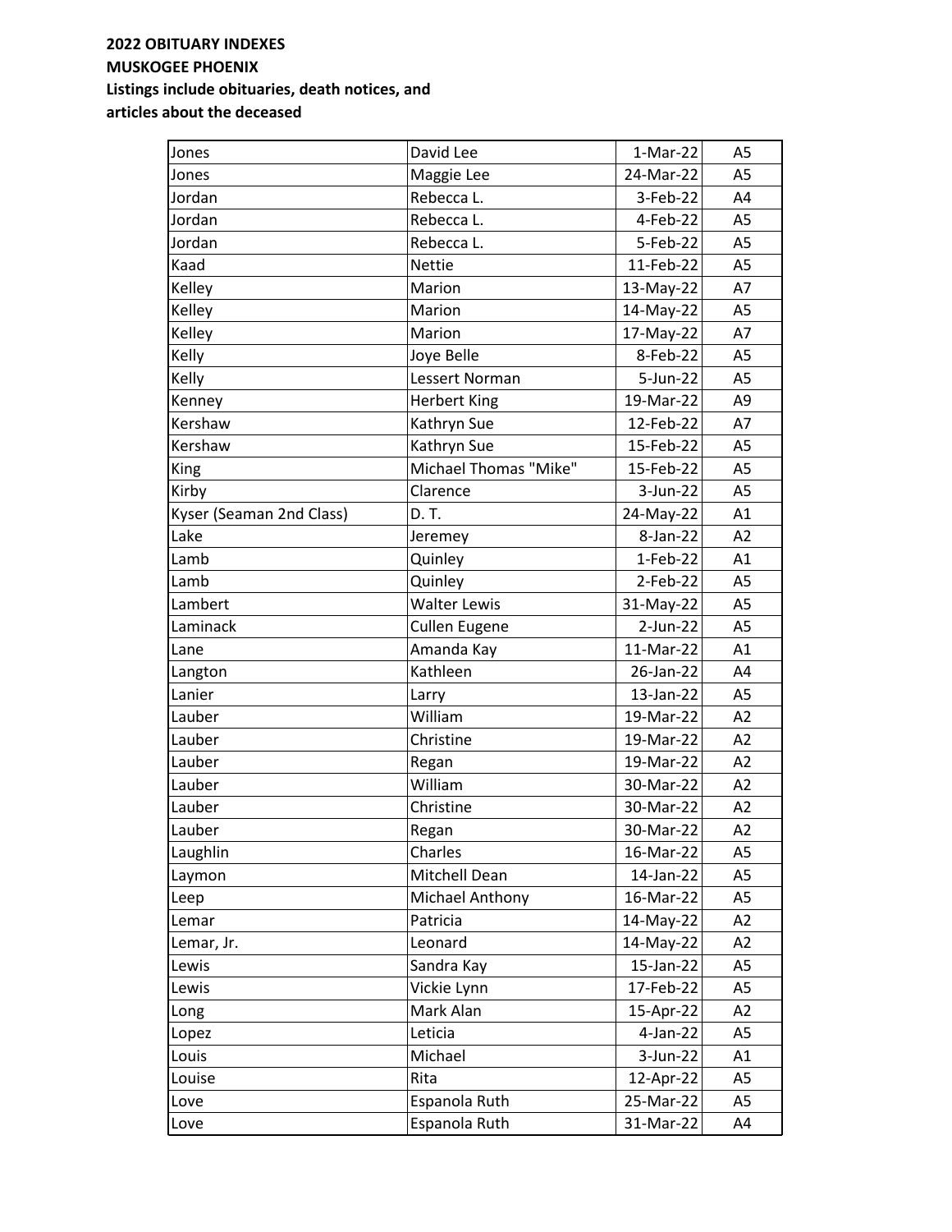**2022 OBITUARY INDEXES**
**MUSKOGEE PHOENIX**
**Listings include obituaries, death notices, and articles about the deceased**

| | | | |
|---|---|---|---|
| Jones | David Lee | 1-Mar-22 | A5 |
| Jones | Maggie Lee | 24-Mar-22 | A5 |
| Jordan | Rebecca L. | 3-Feb-22 | A4 |
| Jordan | Rebecca L. | 4-Feb-22 | A5 |
| Jordan | Rebecca L. | 5-Feb-22 | A5 |
| Kaad | Nettie | 11-Feb-22 | A5 |
| Kelley | Marion | 13-May-22 | A7 |
| Kelley | Marion | 14-May-22 | A5 |
| Kelley | Marion | 17-May-22 | A7 |
| Kelly | Joye Belle | 8-Feb-22 | A5 |
| Kelly | Lessert Norman | 5-Jun-22 | A5 |
| Kenney | Herbert King | 19-Mar-22 | A9 |
| Kershaw | Kathryn Sue | 12-Feb-22 | A7 |
| Kershaw | Kathryn Sue | 15-Feb-22 | A5 |
| King | Michael Thomas "Mike" | 15-Feb-22 | A5 |
| Kirby | Clarence | 3-Jun-22 | A5 |
| Kyser (Seaman 2nd Class) | D. T. | 24-May-22 | A1 |
| Lake | Jeremey | 8-Jan-22 | A2 |
| Lamb | Quinley | 1-Feb-22 | A1 |
| Lamb | Quinley | 2-Feb-22 | A5 |
| Lambert | Walter Lewis | 31-May-22 | A5 |
| Laminack | Cullen Eugene | 2-Jun-22 | A5 |
| Lane | Amanda Kay | 11-Mar-22 | A1 |
| Langton | Kathleen | 26-Jan-22 | A4 |
| Lanier | Larry | 13-Jan-22 | A5 |
| Lauber | William | 19-Mar-22 | A2 |
| Lauber | Christine | 19-Mar-22 | A2 |
| Lauber | Regan | 19-Mar-22 | A2 |
| Lauber | William | 30-Mar-22 | A2 |
| Lauber | Christine | 30-Mar-22 | A2 |
| Lauber | Regan | 30-Mar-22 | A2 |
| Laughlin | Charles | 16-Mar-22 | A5 |
| Laymon | Mitchell Dean | 14-Jan-22 | A5 |
| Leep | Michael Anthony | 16-Mar-22 | A5 |
| Lemar | Patricia | 14-May-22 | A2 |
| Lemar, Jr. | Leonard | 14-May-22 | A2 |
| Lewis | Sandra Kay | 15-Jan-22 | A5 |
| Lewis | Vickie Lynn | 17-Feb-22 | A5 |
| Long | Mark Alan | 15-Apr-22 | A2 |
| Lopez | Leticia | 4-Jan-22 | A5 |
| Louis | Michael | 3-Jun-22 | A1 |
| Louise | Rita | 12-Apr-22 | A5 |
| Love | Espanola Ruth | 25-Mar-22 | A5 |
| Love | Espanola Ruth | 31-Mar-22 | A4 |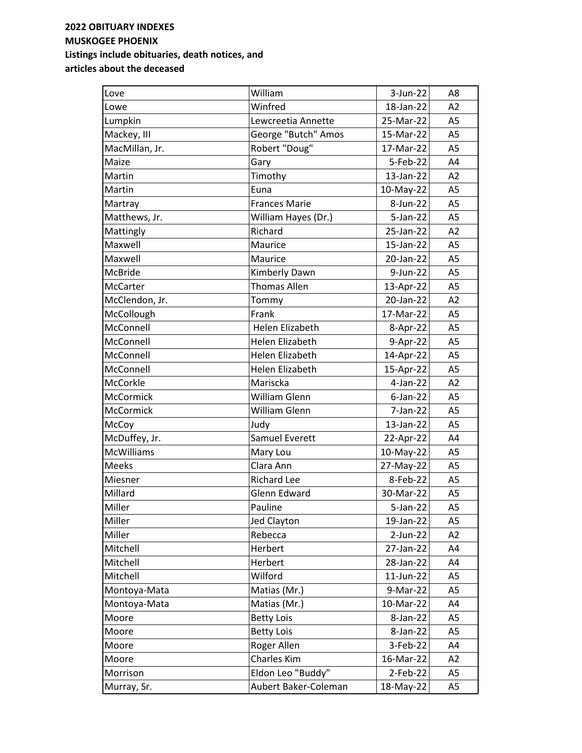**2022 OBITUARY INDEXES**
**MUSKOGEE PHOENIX**
**Listings include obituaries, death notices, and articles about the deceased**

| | | | |
|---|---|---|---|
| Love | William | 3-Jun-22 | A8 |
| Lowe | Winfred | 18-Jan-22 | A2 |
| Lumpkin | Lewcreetia Annette | 25-Mar-22 | A5 |
| Mackey, III | George "Butch" Amos | 15-Mar-22 | A5 |
| MacMillan, Jr. | Robert "Doug" | 17-Mar-22 | A5 |
| Maize | Gary | 5-Feb-22 | A4 |
| Martin | Timothy | 13-Jan-22 | A2 |
| Martin | Euna | 10-May-22 | A5 |
| Martray | Frances Marie | 8-Jun-22 | A5 |
| Matthews, Jr. | William Hayes (Dr.) | 5-Jan-22 | A5 |
| Mattingly | Richard | 25-Jan-22 | A2 |
| Maxwell | Maurice | 15-Jan-22 | A5 |
| Maxwell | Maurice | 20-Jan-22 | A5 |
| McBride | Kimberly Dawn | 9-Jun-22 | A5 |
| McCarter | Thomas Allen | 13-Apr-22 | A5 |
| McClendon, Jr. | Tommy | 20-Jan-22 | A2 |
| McCollough | Frank | 17-Mar-22 | A5 |
| McConnell | Helen Elizabeth | 8-Apr-22 | A5 |
| McConnell | Helen Elizabeth | 9-Apr-22 | A5 |
| McConnell | Helen Elizabeth | 14-Apr-22 | A5 |
| McConnell | Helen Elizabeth | 15-Apr-22 | A5 |
| McCorkle | Mariscka | 4-Jan-22 | A2 |
| McCormick | William Glenn | 6-Jan-22 | A5 |
| McCormick | William Glenn | 7-Jan-22 | A5 |
| McCoy | Judy | 13-Jan-22 | A5 |
| McDuffey, Jr. | Samuel Everett | 22-Apr-22 | A4 |
| McWilliams | Mary Lou | 10-May-22 | A5 |
| Meeks | Clara Ann | 27-May-22 | A5 |
| Miesner | Richard Lee | 8-Feb-22 | A5 |
| Millard | Glenn Edward | 30-Mar-22 | A5 |
| Miller | Pauline | 5-Jan-22 | A5 |
| Miller | Jed Clayton | 19-Jan-22 | A5 |
| Miller | Rebecca | 2-Jun-22 | A2 |
| Mitchell | Herbert | 27-Jan-22 | A4 |
| Mitchell | Herbert | 28-Jan-22 | A4 |
| Mitchell | Wilford | 11-Jun-22 | A5 |
| Montoya-Mata | Matias (Mr.) | 9-Mar-22 | A5 |
| Montoya-Mata | Matias (Mr.) | 10-Mar-22 | A4 |
| Moore | Betty Lois | 8-Jan-22 | A5 |
| Moore | Betty Lois | 8-Jan-22 | A5 |
| Moore | Roger Allen | 3-Feb-22 | A4 |
| Moore | Charles Kim | 16-Mar-22 | A2 |
| Morrison | Eldon Leo "Buddy" | 2-Feb-22 | A5 |
| Murray, Sr. | Aubert Baker-Coleman | 18-May-22 | A5 |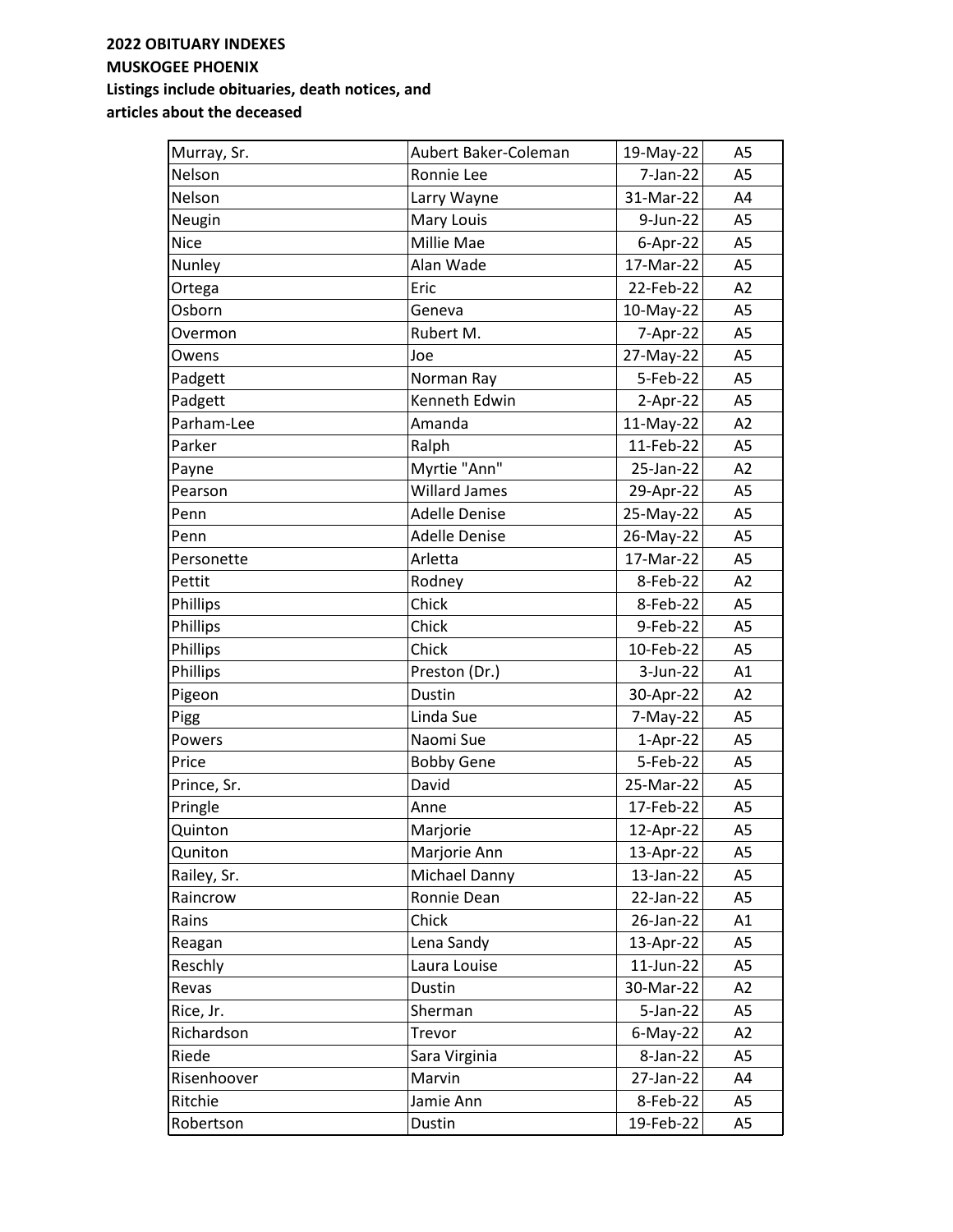**2022 OBITUARY INDEXES**
**MUSKOGEE PHOENIX**
**Listings include obituaries, death notices, and articles about the deceased**

| | | | |
|---|---|---|---|
| Murray, Sr. | Aubert Baker-Coleman | 19-May-22 | A5 |
| Nelson | Ronnie Lee | 7-Jan-22 | A5 |
| Nelson | Larry Wayne | 31-Mar-22 | A4 |
| Neugin | Mary Louis | 9-Jun-22 | A5 |
| Nice | Millie Mae | 6-Apr-22 | A5 |
| Nunley | Alan Wade | 17-Mar-22 | A5 |
| Ortega | Eric | 22-Feb-22 | A2 |
| Osborn | Geneva | 10-May-22 | A5 |
| Overmon | Rubert M. | 7-Apr-22 | A5 |
| Owens | Joe | 27-May-22 | A5 |
| Padgett | Norman Ray | 5-Feb-22 | A5 |
| Padgett | Kenneth Edwin | 2-Apr-22 | A5 |
| Parham-Lee | Amanda | 11-May-22 | A2 |
| Parker | Ralph | 11-Feb-22 | A5 |
| Payne | Myrtie "Ann" | 25-Jan-22 | A2 |
| Pearson | Willard James | 29-Apr-22 | A5 |
| Penn | Adelle Denise | 25-May-22 | A5 |
| Penn | Adelle Denise | 26-May-22 | A5 |
| Personette | Arletta | 17-Mar-22 | A5 |
| Pettit | Rodney | 8-Feb-22 | A2 |
| Phillips | Chick | 8-Feb-22 | A5 |
| Phillips | Chick | 9-Feb-22 | A5 |
| Phillips | Chick | 10-Feb-22 | A5 |
| Phillips | Preston (Dr.) | 3-Jun-22 | A1 |
| Pigeon | Dustin | 30-Apr-22 | A2 |
| Pigg | Linda Sue | 7-May-22 | A5 |
| Powers | Naomi Sue | 1-Apr-22 | A5 |
| Price | Bobby Gene | 5-Feb-22 | A5 |
| Prince, Sr. | David | 25-Mar-22 | A5 |
| Pringle | Anne | 17-Feb-22 | A5 |
| Quinton | Marjorie | 12-Apr-22 | A5 |
| Quniton | Marjorie Ann | 13-Apr-22 | A5 |
| Railey, Sr. | Michael Danny | 13-Jan-22 | A5 |
| Raincrow | Ronnie Dean | 22-Jan-22 | A5 |
| Rains | Chick | 26-Jan-22 | A1 |
| Reagan | Lena Sandy | 13-Apr-22 | A5 |
| Reschly | Laura Louise | 11-Jun-22 | A5 |
| Revas | Dustin | 30-Mar-22 | A2 |
| Rice, Jr. | Sherman | 5-Jan-22 | A5 |
| Richardson | Trevor | 6-May-22 | A2 |
| Riede | Sara Virginia | 8-Jan-22 | A5 |
| Risenhoover | Marvin | 27-Jan-22 | A4 |
| Ritchie | Jamie Ann | 8-Feb-22 | A5 |
| Robertson | Dustin | 19-Feb-22 | A5 |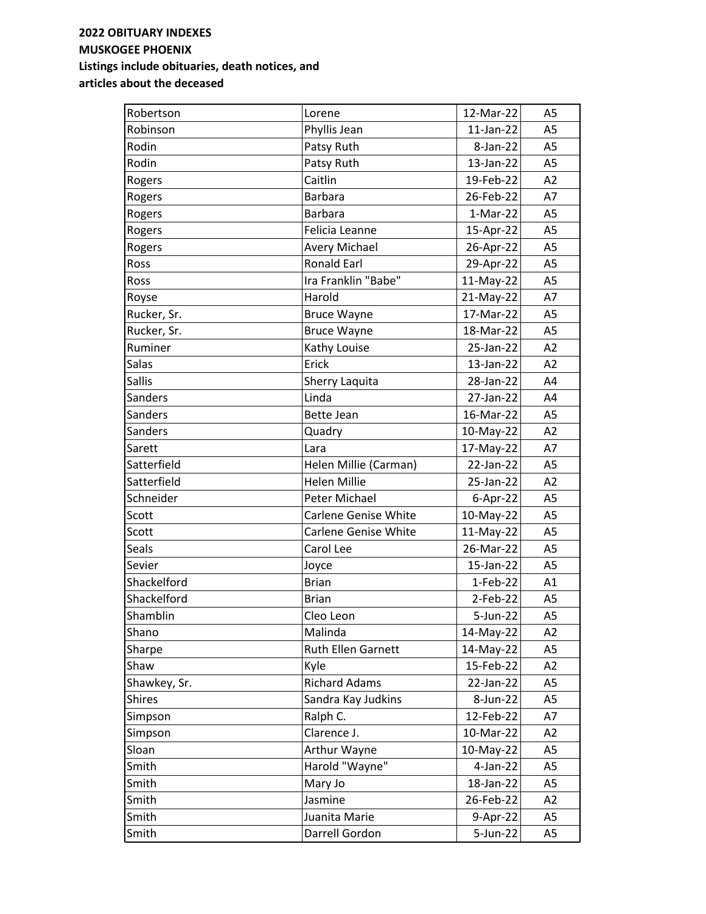**2022 OBITUARY INDEXES**
**MUSKOGEE PHOENIX**
**Listings include obituaries, death notices, and articles about the deceased**

| | | | |
|---|---|---|---|
| Robertson | Lorene | 12-Mar-22 | A5 |
| Robinson | Phyllis Jean | 11-Jan-22 | A5 |
| Rodin | Patsy Ruth | 8-Jan-22 | A5 |
| Rodin | Patsy Ruth | 13-Jan-22 | A5 |
| Rogers | Caitlin | 19-Feb-22 | A2 |
| Rogers | Barbara | 26-Feb-22 | A7 |
| Rogers | Barbara | 1-Mar-22 | A5 |
| Rogers | Felicia Leanne | 15-Apr-22 | A5 |
| Rogers | Avery Michael | 26-Apr-22 | A5 |
| Ross | Ronald Earl | 29-Apr-22 | A5 |
| Ross | Ira Franklin "Babe" | 11-May-22 | A5 |
| Royse | Harold | 21-May-22 | A7 |
| Rucker, Sr. | Bruce Wayne | 17-Mar-22 | A5 |
| Rucker, Sr. | Bruce Wayne | 18-Mar-22 | A5 |
| Ruminer | Kathy Louise | 25-Jan-22 | A2 |
| Salas | Erick | 13-Jan-22 | A2 |
| Sallis | Sherry Laquita | 28-Jan-22 | A4 |
| Sanders | Linda | 27-Jan-22 | A4 |
| Sanders | Bette Jean | 16-Mar-22 | A5 |
| Sanders | Quadry | 10-May-22 | A2 |
| Sarett | Lara | 17-May-22 | A7 |
| Satterfield | Helen Millie (Carman) | 22-Jan-22 | A5 |
| Satterfield | Helen Millie | 25-Jan-22 | A2 |
| Schneider | Peter Michael | 6-Apr-22 | A5 |
| Scott | Carlene Genise White | 10-May-22 | A5 |
| Scott | Carlene Genise White | 11-May-22 | A5 |
| Seals | Carol Lee | 26-Mar-22 | A5 |
| Sevier | Joyce | 15-Jan-22 | A5 |
| Shackelford | Brian | 1-Feb-22 | A1 |
| Shackelford | Brian | 2-Feb-22 | A5 |
| Shamblin | Cleo Leon | 5-Jun-22 | A5 |
| Shano | Malinda | 14-May-22 | A2 |
| Sharpe | Ruth Ellen Garnett | 14-May-22 | A5 |
| Shaw | Kyle | 15-Feb-22 | A2 |
| Shawkey, Sr. | Richard Adams | 22-Jan-22 | A5 |
| Shires | Sandra Kay Judkins | 8-Jun-22 | A5 |
| Simpson | Ralph C. | 12-Feb-22 | A7 |
| Simpson | Clarence J. | 10-Mar-22 | A2 |
| Sloan | Arthur Wayne | 10-May-22 | A5 |
| Smith | Harold "Wayne" | 4-Jan-22 | A5 |
| Smith | Mary Jo | 18-Jan-22 | A5 |
| Smith | Jasmine | 26-Feb-22 | A2 |
| Smith | Juanita Marie | 9-Apr-22 | A5 |
| Smith | Darrell Gordon | 5-Jun-22 | A5 |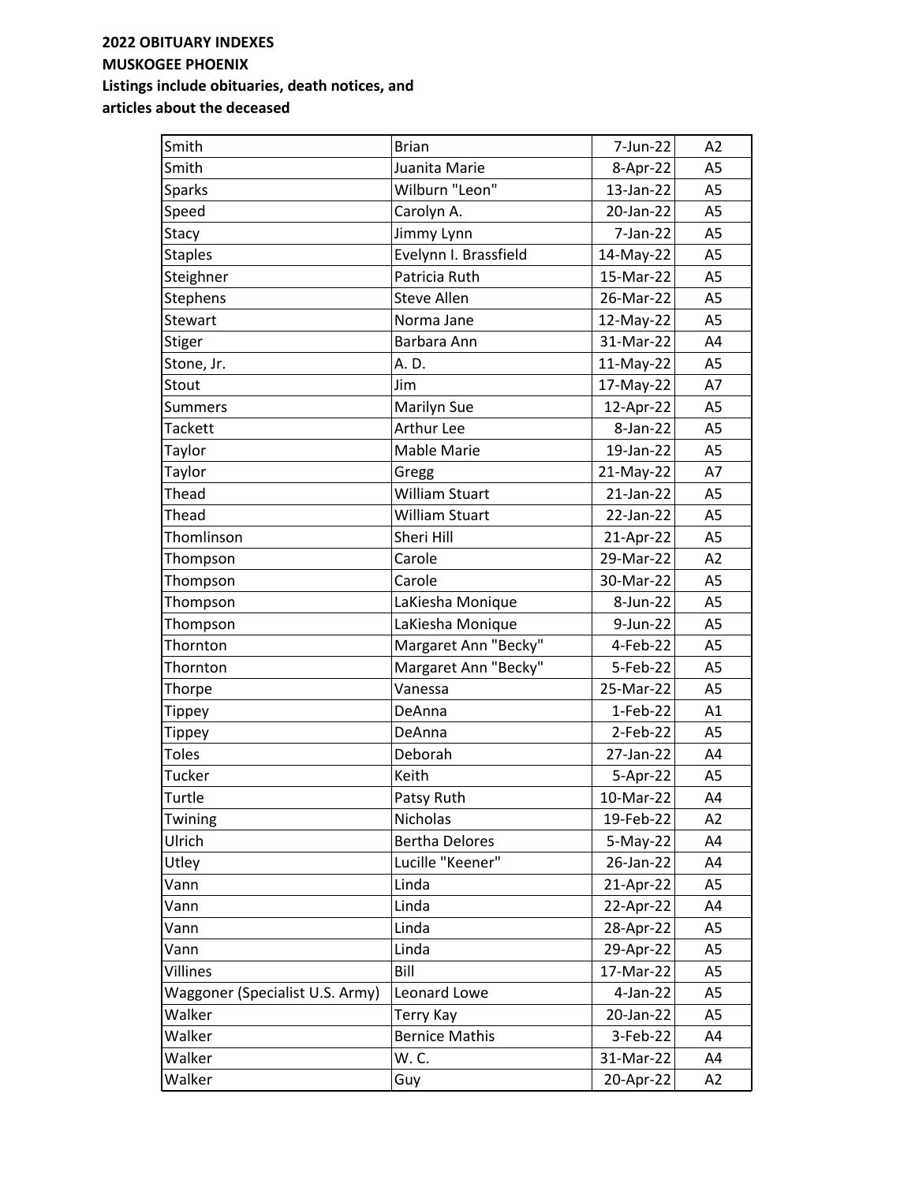**2022 OBITUARY INDEXES**
**MUSKOGEE PHOENIX**
**Listings include obituaries, death notices, and articles about the deceased**

| | | | |
|---|---|---|---|
| Smith | Brian | 7-Jun-22 | A2 |
| Smith | Juanita Marie | 8-Apr-22 | A5 |
| Sparks | Wilburn "Leon" | 13-Jan-22 | A5 |
| Speed | Carolyn A. | 20-Jan-22 | A5 |
| Stacy | Jimmy Lynn | 7-Jan-22 | A5 |
| Staples | Evelynn I. Brassfield | 14-May-22 | A5 |
| Steighner | Patricia Ruth | 15-Mar-22 | A5 |
| Stephens | Steve Allen | 26-Mar-22 | A5 |
| Stewart | Norma Jane | 12-May-22 | A5 |
| Stiger | Barbara Ann | 31-Mar-22 | A4 |
| Stone, Jr. | A. D. | 11-May-22 | A5 |
| Stout | Jim | 17-May-22 | A7 |
| Summers | Marilyn Sue | 12-Apr-22 | A5 |
| Tackett | Arthur Lee | 8-Jan-22 | A5 |
| Taylor | Mable Marie | 19-Jan-22 | A5 |
| Taylor | Gregg | 21-May-22 | A7 |
| Thead | William Stuart | 21-Jan-22 | A5 |
| Thead | William Stuart | 22-Jan-22 | A5 |
| Thomlinson | Sheri Hill | 21-Apr-22 | A5 |
| Thompson | Carole | 29-Mar-22 | A2 |
| Thompson | Carole | 30-Mar-22 | A5 |
| Thompson | LaKiesha Monique | 8-Jun-22 | A5 |
| Thompson | LaKiesha Monique | 9-Jun-22 | A5 |
| Thornton | Margaret Ann "Becky" | 4-Feb-22 | A5 |
| Thornton | Margaret Ann "Becky" | 5-Feb-22 | A5 |
| Thorpe | Vanessa | 25-Mar-22 | A5 |
| Tippey | DeAnna | 1-Feb-22 | A1 |
| Tippey | DeAnna | 2-Feb-22 | A5 |
| Toles | Deborah | 27-Jan-22 | A4 |
| Tucker | Keith | 5-Apr-22 | A5 |
| Turtle | Patsy Ruth | 10-Mar-22 | A4 |
| Twining | Nicholas | 19-Feb-22 | A2 |
| Ulrich | Bertha Delores | 5-May-22 | A4 |
| Utley | Lucille "Keener" | 26-Jan-22 | A4 |
| Vann | Linda | 21-Apr-22 | A5 |
| Vann | Linda | 22-Apr-22 | A4 |
| Vann | Linda | 28-Apr-22 | A5 |
| Vann | Linda | 29-Apr-22 | A5 |
| Villines | Bill | 17-Mar-22 | A5 |
| Waggoner (Specialist U.S. Army) | Leonard Lowe | 4-Jan-22 | A5 |
| Walker | Terry Kay | 20-Jan-22 | A5 |
| Walker | Bernice Mathis | 3-Feb-22 | A4 |
| Walker | W. C. | 31-Mar-22 | A4 |
| Walker | Guy | 20-Apr-22 | A2 |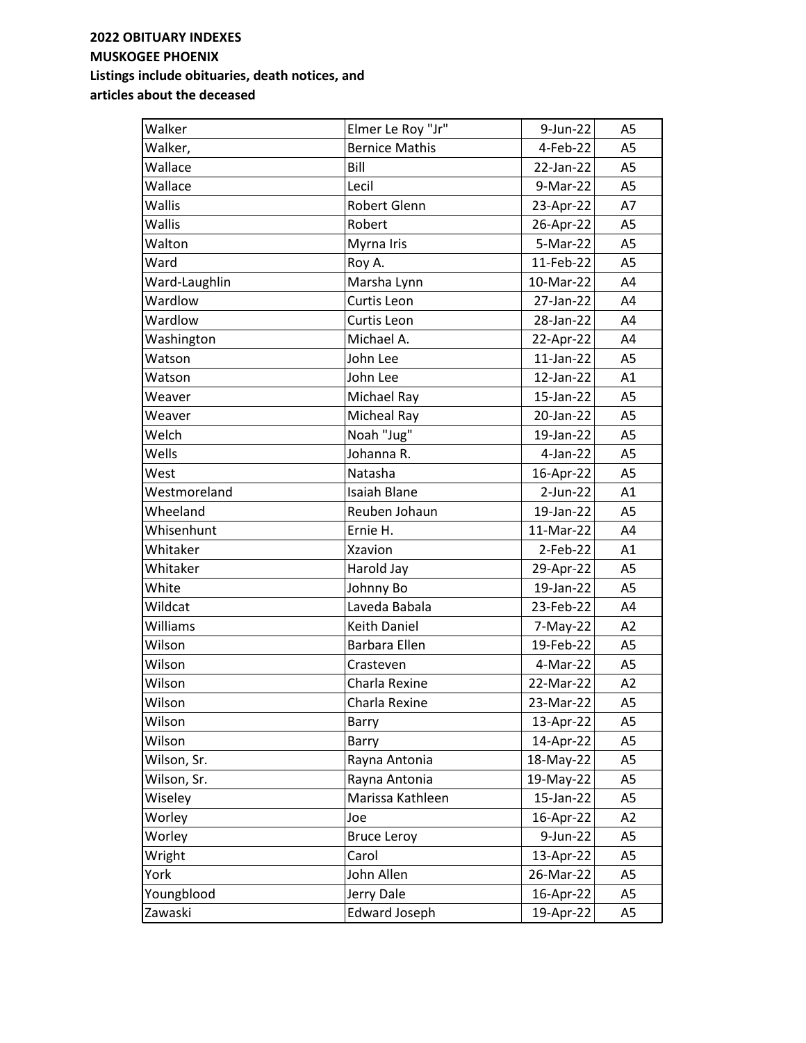**2022 OBITUARY INDEXES**
**MUSKOGEE PHOENIX**
**Listings include obituaries, death notices, and articles about the deceased**

| | | | |
|---|---|---|---|
| Walker | Elmer Le Roy "Jr" | 9-Jun-22 | A5 |
| Walker, | Bernice Mathis | 4-Feb-22 | A5 |
| Wallace | Bill | 22-Jan-22 | A5 |
| Wallace | Lecil | 9-Mar-22 | A5 |
| Wallis | Robert Glenn | 23-Apr-22 | A7 |
| Wallis | Robert | 26-Apr-22 | A5 |
| Walton | Myrna Iris | 5-Mar-22 | A5 |
| Ward | Roy A. | 11-Feb-22 | A5 |
| Ward-Laughlin | Marsha Lynn | 10-Mar-22 | A4 |
| Wardlow | Curtis Leon | 27-Jan-22 | A4 |
| Wardlow | Curtis Leon | 28-Jan-22 | A4 |
| Washington | Michael A. | 22-Apr-22 | A4 |
| Watson | John Lee | 11-Jan-22 | A5 |
| Watson | John Lee | 12-Jan-22 | A1 |
| Weaver | Michael Ray | 15-Jan-22 | A5 |
| Weaver | Micheal Ray | 20-Jan-22 | A5 |
| Welch | Noah "Jug" | 19-Jan-22 | A5 |
| Wells | Johanna R. | 4-Jan-22 | A5 |
| West | Natasha | 16-Apr-22 | A5 |
| Westmoreland | Isaiah Blane | 2-Jun-22 | A1 |
| Wheeland | Reuben Johaun | 19-Jan-22 | A5 |
| Whisenhunt | Ernie H. | 11-Mar-22 | A4 |
| Whitaker | Xzavion | 2-Feb-22 | A1 |
| Whitaker | Harold Jay | 29-Apr-22 | A5 |
| White | Johnny Bo | 19-Jan-22 | A5 |
| Wildcat | Laveda Babala | 23-Feb-22 | A4 |
| Williams | Keith Daniel | 7-May-22 | A2 |
| Wilson | Barbara Ellen | 19-Feb-22 | A5 |
| Wilson | Crasteven | 4-Mar-22 | A5 |
| Wilson | Charla Rexine | 22-Mar-22 | A2 |
| Wilson | Charla Rexine | 23-Mar-22 | A5 |
| Wilson | Barry | 13-Apr-22 | A5 |
| Wilson | Barry | 14-Apr-22 | A5 |
| Wilson, Sr. | Rayna Antonia | 18-May-22 | A5 |
| Wilson, Sr. | Rayna Antonia | 19-May-22 | A5 |
| Wiseley | Marissa Kathleen | 15-Jan-22 | A5 |
| Worley | Joe | 16-Apr-22 | A2 |
| Worley | Bruce Leroy | 9-Jun-22 | A5 |
| Wright | Carol | 13-Apr-22 | A5 |
| York | John Allen | 26-Mar-22 | A5 |
| Youngblood | Jerry Dale | 16-Apr-22 | A5 |
| Zawaski | Edward Joseph | 19-Apr-22 | A5 |